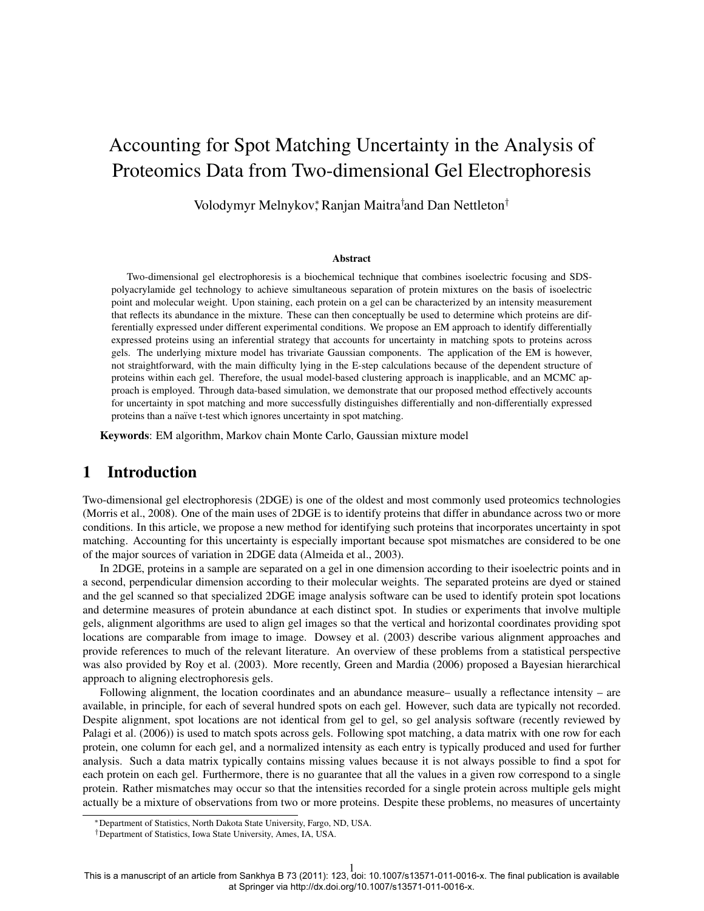# Accounting for Spot Matching Uncertainty in the Analysis of Proteomics Data from Two-dimensional Gel Electrophoresis

Volodymyr Melnykov[*], Ranjan Maitra[†] and Dan Nettleton[†]

### Abstract

Two-dimensional gel electrophoresis is a biochemical technique that combines isoelectric focusing and SDS-polyacrylamide gel technology to achieve simultaneous separation of protein mixtures on the basis of isoelectric point and molecular weight. Upon staining, each protein on a gel can be characterized by an intensity measurement that reflects its abundance in the mixture. These can then conceptually be used to determine which proteins are differentially expressed under different experimental conditions. We propose an EM approach to identify differentially expressed proteins using an inferential strategy that accounts for uncertainty in matching spots to proteins across gels. The underlying mixture model has trivariate Gaussian components. The application of the EM is however, not straightforward, with the main difficulty lying in the E-step calculations because of the dependent structure of proteins within each gel. Therefore, the usual model-based clustering approach is inapplicable, and an MCMC approach is employed. Through data-based simulation, we demonstrate that our proposed method effectively accounts for uncertainty in spot matching and more successfully distinguishes differentially and non-differentially expressed proteins than a naïve t-test which ignores uncertainty in spot matching.

**Keywords**: EM algorithm, Markov chain Monte Carlo, Gaussian mixture model

## 1 Introduction

Two-dimensional gel electrophoresis (2DGE) is one of the oldest and most commonly used proteomics technologies (Morris et al., 2008). One of the main uses of 2DGE is to identify proteins that differ in abundance across two or more conditions. In this article, we propose a new method for identifying such proteins that incorporates uncertainty in spot matching. Accounting for this uncertainty is especially important because spot mismatches are considered to be one of the major sources of variation in 2DGE data (Almeida et al., 2003).

In 2DGE, proteins in a sample are separated on a gel in one dimension according to their isoelectric points and in a second, perpendicular dimension according to their molecular weights. The separated proteins are dyed or stained and the gel scanned so that specialized 2DGE image analysis software can be used to identify protein spot locations and determine measures of protein abundance at each distinct spot. In studies or experiments that involve multiple gels, alignment algorithms are used to align gel images so that the vertical and horizontal coordinates providing spot locations are comparable from image to image. Dowsey et al. (2003) describe various alignment approaches and provide references to much of the relevant literature. An overview of these problems from a statistical perspective was also provided by Roy et al. (2003). More recently, Green and Mardia (2006) proposed a Bayesian hierarchical approach to aligning electrophoresis gels.

Following alignment, the location coordinates and an abundance measure– usually a reflectance intensity – are available, in principle, for each of several hundred spots on each gel. However, such data are typically not recorded. Despite alignment, spot locations are not identical from gel to gel, so gel analysis software (recently reviewed by Palagi et al. (2006)) is used to match spots across gels. Following spot matching, a data matrix with one row for each protein, one column for each gel, and a normalized intensity as each entry is typically produced and used for further analysis. Such a data matrix typically contains missing values because it is not always possible to find a spot for each protein on each gel. Furthermore, there is no guarantee that all the values in a given row correspond to a single protein. Rather mismatches may occur so that the intensities recorded for a single protein across multiple gels might actually be a mixture of observations from two or more proteins. Despite these problems, no measures of uncertainty

[*] Department of Statistics, North Dakota State University, Fargo, ND, USA.

[†] Department of Statistics, Iowa State University, Ames, IA, USA.

This is a manuscript of an article from Sankhya B 73 (2011): 123, doi: 10.1007/s13571-011-0016-x. The final publication is available at Springer via http://dx.doi.org/10.1007/s13571-011-0016-x.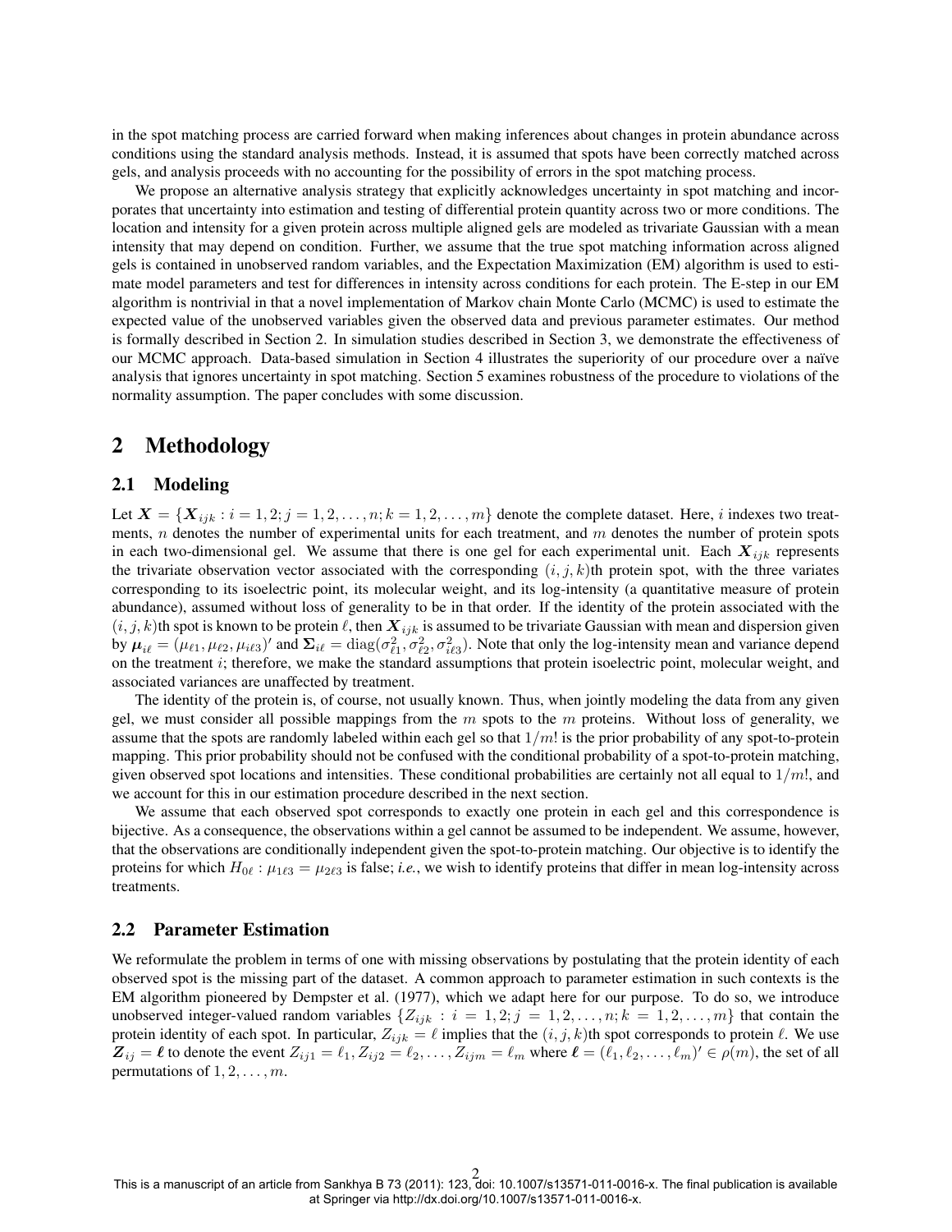in the spot matching process are carried forward when making inferences about changes in protein abundance across conditions using the standard analysis methods. Instead, it is assumed that spots have been correctly matched across gels, and analysis proceeds with no accounting for the possibility of errors in the spot matching process.

We propose an alternative analysis strategy that explicitly acknowledges uncertainty in spot matching and incorporates that uncertainty into estimation and testing of differential protein quantity across two or more conditions. The location and intensity for a given protein across multiple aligned gels are modeled as trivariate Gaussian with a mean intensity that may depend on condition. Further, we assume that the true spot matching information across aligned gels is contained in unobserved random variables, and the Expectation Maximization (EM) algorithm is used to estimate model parameters and test for differences in intensity across conditions for each protein. The E-step in our EM algorithm is nontrivial in that a novel implementation of Markov chain Monte Carlo (MCMC) is used to estimate the expected value of the unobserved variables given the observed data and previous parameter estimates. Our method is formally described in Section 2. In simulation studies described in Section 3, we demonstrate the effectiveness of our MCMC approach. Data-based simulation in Section 4 illustrates the superiority of our procedure over a naïve analysis that ignores uncertainty in spot matching. Section 5 examines robustness of the procedure to violations of the normality assumption. The paper concludes with some discussion.

## 2 Methodology

### 2.1 Modeling

Let $\boldsymbol{X} = \{\boldsymbol{X}_{ijk} : i = 1, 2; j = 1, 2, \ldots, n; k = 1, 2, \ldots, m\}$ denote the complete dataset. Here, $i$ indexes two treatments, $n$ denotes the number of experimental units for each treatment, and $m$ denotes the number of protein spots in each two-dimensional gel. We assume that there is one gel for each experimental unit. Each $\boldsymbol{X}_{ijk}$ represents the trivariate observation vector associated with the corresponding $(i, j, k)$th protein spot, with the three variates corresponding to its isoelectric point, its molecular weight, and its log-intensity (a quantitative measure of protein abundance), assumed without loss of generality to be in that order. If the identity of the protein associated with the $(i, j, k)$th spot is known to be protein $\ell$, then $\boldsymbol{X}_{ijk}$ is assumed to be trivariate Gaussian with mean and dispersion given by $\boldsymbol{\mu}_{i\ell} = (\mu_{\ell 1}, \mu_{\ell 2}, \mu_{i\ell 3})'$ and $\boldsymbol{\Sigma}_{i\ell} = \mathrm{diag}(\sigma^2_{\ell 1}, \sigma^2_{\ell 2}, \sigma^2_{i\ell 3})$. Note that only the log-intensity mean and variance depend on the treatment $i$; therefore, we make the standard assumptions that protein isoelectric point, molecular weight, and associated variances are unaffected by treatment.

The identity of the protein is, of course, not usually known. Thus, when jointly modeling the data from any given gel, we must consider all possible mappings from the $m$ spots to the $m$ proteins. Without loss of generality, we assume that the spots are randomly labeled within each gel so that $1/m!$ is the prior probability of any spot-to-protein mapping. This prior probability should not be confused with the conditional probability of a spot-to-protein matching, given observed spot locations and intensities. These conditional probabilities are certainly not all equal to $1/m!$, and we account for this in our estimation procedure described in the next section.

We assume that each observed spot corresponds to exactly one protein in each gel and this correspondence is bijective. As a consequence, the observations within a gel cannot be assumed to be independent. We assume, however, that the observations are conditionally independent given the spot-to-protein matching. Our objective is to identify the proteins for which $H_{0\ell} : \mu_{1\ell 3} = \mu_{2\ell 3}$ is false; *i.e.*, we wish to identify proteins that differ in mean log-intensity across treatments.

### 2.2 Parameter Estimation

We reformulate the problem in terms of one with missing observations by postulating that the protein identity of each observed spot is the missing part of the dataset. A common approach to parameter estimation in such contexts is the EM algorithm pioneered by Dempster et al. (1977), which we adapt here for our purpose. To do so, we introduce unobserved integer-valued random variables $\{Z_{ijk} : i = 1, 2; j = 1, 2, \ldots, n; k = 1, 2, \ldots, m\}$ that contain the protein identity of each spot. In particular, $Z_{ijk} = \ell$ implies that the $(i, j, k)$th spot corresponds to protein $\ell$. We use $\boldsymbol{Z}_{ij} = \boldsymbol{\ell}$ to denote the event $Z_{ij1} = \ell_1, Z_{ij2} = \ell_2, \ldots, Z_{ijm} = \ell_m$ where $\boldsymbol{\ell} = (\ell_1, \ell_2, \ldots, \ell_m)' \in \rho(m)$, the set of all permutations of $1, 2, \ldots, m$.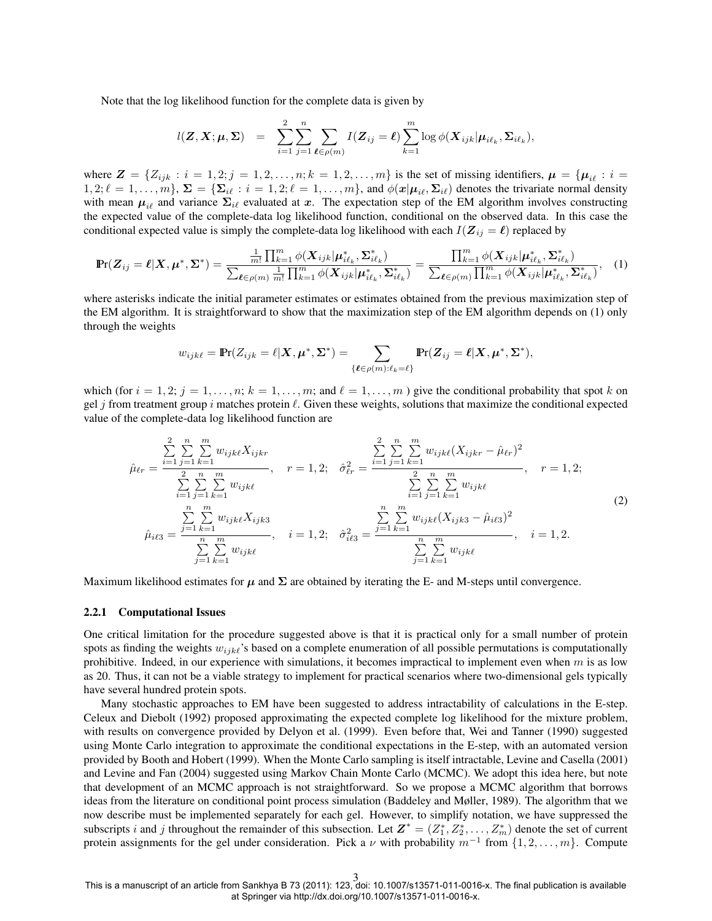Note that the log likelihood function for the complete data is given by

$$l(\boldsymbol{Z}, \boldsymbol{X}; \boldsymbol{\mu}, \boldsymbol{\Sigma}) = \sum_{i=1}^{2} \sum_{j=1}^{n} \sum_{\boldsymbol{\ell} \in \rho(m)} I(\boldsymbol{Z}_{ij} = \boldsymbol{\ell}) \sum_{k=1}^{m} \log \phi(\boldsymbol{X}_{ijk} | \boldsymbol{\mu}_{i\ell_k}, \boldsymbol{\Sigma}_{i\ell_k}),$$

where $\boldsymbol{Z} = \{Z_{ijk} : i = 1, 2; j = 1, 2, \ldots, n; k = 1, 2, \ldots, m\}$ is the set of missing identifiers, $\boldsymbol{\mu} = \{\boldsymbol{\mu}_{i\ell} : i = 1, 2; \ell = 1, \ldots, m\}$, $\boldsymbol{\Sigma} = \{\boldsymbol{\Sigma}_{i\ell} : i = 1, 2; \ell = 1, \ldots, m\}$, and $\phi(\boldsymbol{x}|\boldsymbol{\mu}_{i\ell}, \boldsymbol{\Sigma}_{i\ell})$ denotes the trivariate normal density with mean $\boldsymbol{\mu}_{i\ell}$ and variance $\boldsymbol{\Sigma}_{i\ell}$ evaluated at $\boldsymbol{x}$. The expectation step of the EM algorithm involves constructing the expected value of the complete-data log likelihood function, conditional on the observed data. In this case the conditional expected value is simply the complete-data log likelihood with each $I(\boldsymbol{Z}_{ij} = \boldsymbol{\ell})$ replaced by

$$\mathbb{P}\mathrm{r}(\boldsymbol{Z}_{ij} = \boldsymbol{\ell} | \boldsymbol{X}, \boldsymbol{\mu}^*, \boldsymbol{\Sigma}^*) = \frac{\frac{1}{m!} \prod_{k=1}^{m} \phi(\boldsymbol{X}_{ijk} | \boldsymbol{\mu}^*_{i\ell_k}, \boldsymbol{\Sigma}^*_{i\ell_k})}{\sum_{\boldsymbol{\ell} \in \rho(m)} \frac{1}{m!} \prod_{k=1}^{m} \phi(\boldsymbol{X}_{ijk} | \boldsymbol{\mu}^*_{i\ell_k}, \boldsymbol{\Sigma}^*_{i\ell_k})} = \frac{\prod_{k=1}^{m} \phi(\boldsymbol{X}_{ijk} | \boldsymbol{\mu}^*_{i\ell_k}, \boldsymbol{\Sigma}^*_{i\ell_k})}{\sum_{\boldsymbol{\ell} \in \rho(m)} \prod_{k=1}^{m} \phi(\boldsymbol{X}_{ijk} | \boldsymbol{\mu}^*_{i\ell_k}, \boldsymbol{\Sigma}^*_{i\ell_k})}, \quad (1)$$

where asterisks indicate the initial parameter estimates or estimates obtained from the previous maximization step of the EM algorithm. It is straightforward to show that the maximization step of the EM algorithm depends on (1) only through the weights

$$w_{ijk\ell} = \mathbb{P}\mathrm{r}(Z_{ijk} = \ell | \boldsymbol{X}, \boldsymbol{\mu}^*, \boldsymbol{\Sigma}^*) = \sum_{\{\boldsymbol{\ell} \in \rho(m) : \ell_k = \ell\}} \mathbb{P}\mathrm{r}(\boldsymbol{Z}_{ij} = \boldsymbol{\ell} | \boldsymbol{X}, \boldsymbol{\mu}^*, \boldsymbol{\Sigma}^*),$$

which (for $i = 1, 2$; $j = 1, \ldots, n$; $k = 1, \ldots, m$; and $\ell = 1, \ldots, m$ ) give the conditional probability that spot $k$ on gel $j$ from treatment group $i$ matches protein $\ell$. Given these weights, solutions that maximize the conditional expected value of the complete-data log likelihood function are

$$\begin{aligned}
\hat{\mu}_{\ell r} &= \frac{\sum_{i=1}^{2} \sum_{j=1}^{n} \sum_{k=1}^{m} w_{ijk\ell} X_{ijkr}}{\sum_{i=1}^{2} \sum_{j=1}^{n} \sum_{k=1}^{m} w_{ijk\ell}}, \quad r = 1, 2; \quad \hat{\sigma}^2_{\ell r} = \frac{\sum_{i=1}^{2} \sum_{j=1}^{n} \sum_{k=1}^{m} w_{ijk\ell} (X_{ijkr} - \hat{\mu}_{\ell r})^2}{\sum_{i=1}^{2} \sum_{j=1}^{n} \sum_{k=1}^{m} w_{ijk\ell}}, \quad r = 1, 2; \\
\hat{\mu}_{i\ell 3} &= \frac{\sum_{j=1}^{n} \sum_{k=1}^{m} w_{ijk\ell} X_{ijk3}}{\sum_{j=1}^{n} \sum_{k=1}^{m} w_{ijk\ell}}, \quad i = 1, 2; \quad \hat{\sigma}^2_{i\ell 3} = \frac{\sum_{j=1}^{n} \sum_{k=1}^{m} w_{ijk\ell} (X_{ijk3} - \hat{\mu}_{i\ell 3})^2}{\sum_{j=1}^{n} \sum_{k=1}^{m} w_{ijk\ell}}, \quad i = 1, 2.
\end{aligned} \quad (2)$$

Maximum likelihood estimates for $\boldsymbol{\mu}$ and $\boldsymbol{\Sigma}$ are obtained by iterating the E- and M-steps until convergence.

### 2.2.1 Computational Issues

One critical limitation for the procedure suggested above is that it is practical only for a small number of protein spots as finding the weights $w_{ijk\ell}$'s based on a complete enumeration of all possible permutations is computationally prohibitive. Indeed, in our experience with simulations, it becomes impractical to implement even when $m$ is as low as 20. Thus, it can not be a viable strategy to implement for practical scenarios where two-dimensional gels typically have several hundred protein spots.

Many stochastic approaches to EM have been suggested to address intractability of calculations in the E-step. Celeux and Diebolt (1992) proposed approximating the expected complete log likelihood for the mixture problem, with results on convergence provided by Delyon et al. (1999). Even before that, Wei and Tanner (1990) suggested using Monte Carlo integration to approximate the conditional expectations in the E-step, with an automated version provided by Booth and Hobert (1999). When the Monte Carlo sampling is itself intractable, Levine and Casella (2001) and Levine and Fan (2004) suggested using Markov Chain Monte Carlo (MCMC). We adopt this idea here, but note that development of an MCMC approach is not straightforward. So we propose a MCMC algorithm that borrows ideas from the literature on conditional point process simulation (Baddeley and Møller, 1989). The algorithm that we now describe must be implemented separately for each gel. However, to simplify notation, we have suppressed the subscripts $i$ and $j$ throughout the remainder of this subsection. Let $\boldsymbol{Z}^* = (Z^*_1, Z^*_2, \ldots, Z^*_m)$ denote the set of current protein assignments for the gel under consideration. Pick a $\nu$ with probability $m^{-1}$ from $\{1, 2, \ldots, m\}$. Compute

This is a manuscript of an article from Sankhya B 73 (2011): 123, doi: 10.1007/s13571-011-0016-x. The final publication is available at Springer via http://dx.doi.org/10.1007/s13571-011-0016-x.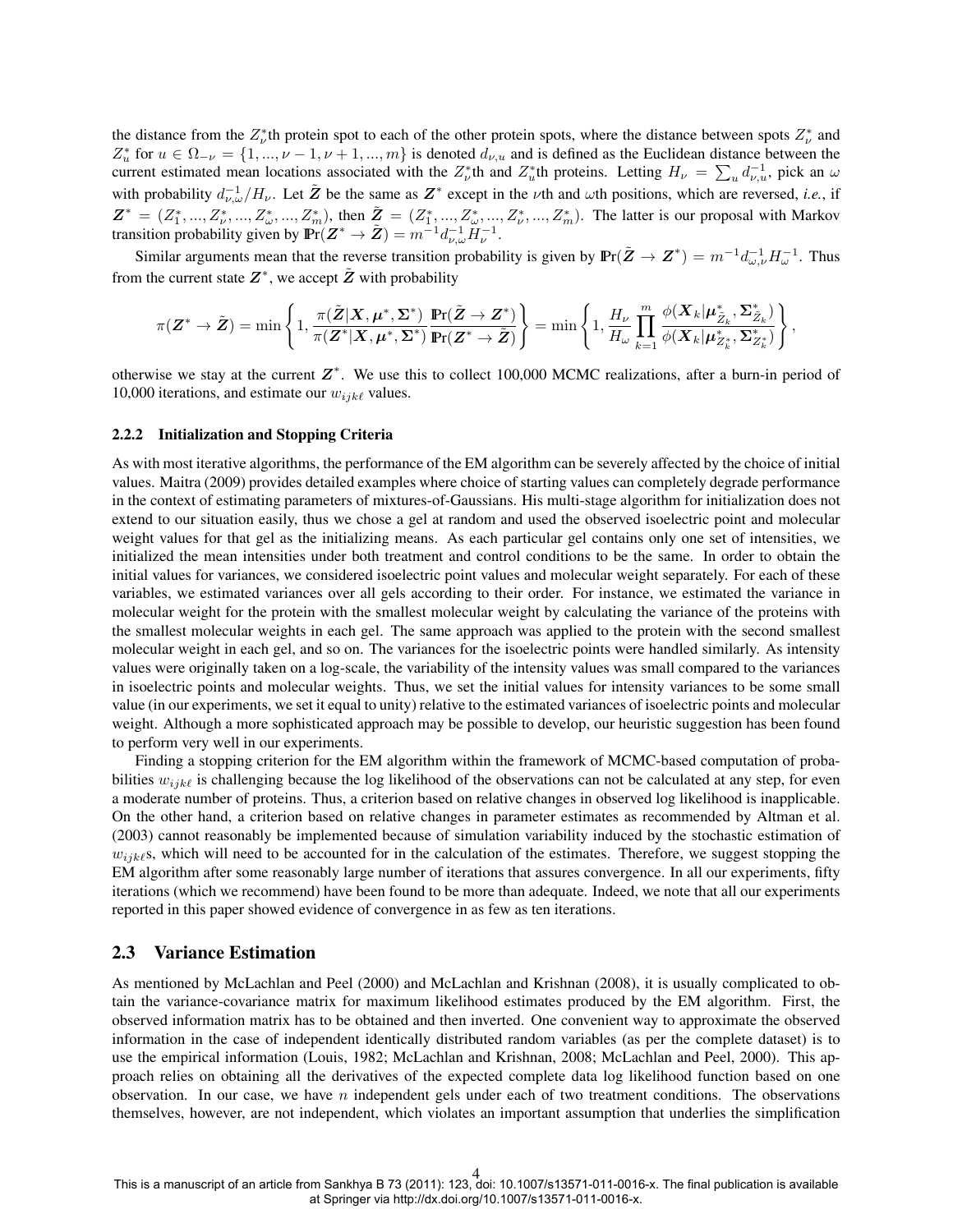the distance from the $Z^*_\nu$th protein spot to each of the other protein spots, where the distance between spots $Z^*_\nu$ and $Z^*_u$ for $u \in \Omega_{-\nu} = \{1, ..., \nu-1, \nu+1, ..., m\}$ is denoted $d_{\nu,u}$ and is defined as the Euclidean distance between the current estimated mean locations associated with the $Z^*_\nu$th and $Z^*_u$th proteins. Letting $H_\nu = \sum_u d^{-1}_{\nu,u}$, pick an $\omega$ with probability $d^{-1}_{\nu,\omega}/H_\nu$. Let $\tilde{\boldsymbol{Z}}$ be the same as $\boldsymbol{Z}^*$ except in the $\nu$th and $\omega$th positions, which are reversed, *i.e.*, if $\boldsymbol{Z}^* = (Z^*_1, ..., Z^*_\nu, ..., Z^*_\omega, ..., Z^*_m)$, then $\tilde{\boldsymbol{Z}} = (Z^*_1, ..., Z^*_\omega, ..., Z^*_\nu, ..., Z^*_m)$. The latter is our proposal with Markov transition probability given by $\mathbb{P}\mathrm{r}(\boldsymbol{Z}^* \rightarrow \tilde{\boldsymbol{Z}}) = m^{-1} d^{-1}_{\nu,\omega} H^{-1}_\nu$.

Similar arguments mean that the reverse transition probability is given by $\mathbb{P}\mathrm{r}(\tilde{\boldsymbol{Z}} \rightarrow \boldsymbol{Z}^*) = m^{-1} d^{-1}_{\omega,\nu} H^{-1}_\omega$. Thus from the current state $\boldsymbol{Z}^*$, we accept $\tilde{\boldsymbol{Z}}$ with probability

$$\pi(\boldsymbol{Z}^* \rightarrow \tilde{\boldsymbol{Z}}) = \min\left\{1, \frac{\pi(\tilde{\boldsymbol{Z}}|\boldsymbol{X}, \boldsymbol{\mu}^*, \boldsymbol{\Sigma}^*)}{\pi(\boldsymbol{Z}^*|\boldsymbol{X}, \boldsymbol{\mu}^*, \boldsymbol{\Sigma}^*)} \frac{\mathbb{P}\mathrm{r}(\tilde{\boldsymbol{Z}} \rightarrow \boldsymbol{Z}^*)}{\mathbb{P}\mathrm{r}(\boldsymbol{Z}^* \rightarrow \tilde{\boldsymbol{Z}})}\right\} = \min\left\{1, \frac{H_\nu}{H_\omega} \prod_{k=1}^{m} \frac{\phi(\boldsymbol{X}_k|\boldsymbol{\mu}^*_{\tilde{Z}_k}, \boldsymbol{\Sigma}^*_{\tilde{Z}_k})}{\phi(\boldsymbol{X}_k|\boldsymbol{\mu}^*_{Z^*_k}, \boldsymbol{\Sigma}^*_{Z^*_k})}\right\},$$

otherwise we stay at the current $\boldsymbol{Z}^*$. We use this to collect 100,000 MCMC realizations, after a burn-in period of 10,000 iterations, and estimate our $w_{ijk\ell}$ values.

#### 2.2.2 Initialization and Stopping Criteria

As with most iterative algorithms, the performance of the EM algorithm can be severely affected by the choice of initial values. Maitra (2009) provides detailed examples where choice of starting values can completely degrade performance in the context of estimating parameters of mixtures-of-Gaussians. His multi-stage algorithm for initialization does not extend to our situation easily, thus we chose a gel at random and used the observed isoelectric point and molecular weight values for that gel as the initializing means. As each particular gel contains only one set of intensities, we initialized the mean intensities under both treatment and control conditions to be the same. In order to obtain the initial values for variances, we considered isoelectric point values and molecular weight separately. For each of these variables, we estimated variances over all gels according to their order. For instance, we estimated the variance in molecular weight for the protein with the smallest molecular weight by calculating the variance of the proteins with the smallest molecular weights in each gel. The same approach was applied to the protein with the second smallest molecular weight in each gel, and so on. The variances for the isoelectric points were handled similarly. As intensity values were originally taken on a log-scale, the variability of the intensity values was small compared to the variances in isoelectric points and molecular weights. Thus, we set the initial values for intensity variances to be some small value (in our experiments, we set it equal to unity) relative to the estimated variances of isoelectric points and molecular weight. Although a more sophisticated approach may be possible to develop, our heuristic suggestion has been found to perform very well in our experiments.

Finding a stopping criterion for the EM algorithm within the framework of MCMC-based computation of probabilities $w_{ijk\ell}$ is challenging because the log likelihood of the observations can not be calculated at any step, for even a moderate number of proteins. Thus, a criterion based on relative changes in observed log likelihood is inapplicable. On the other hand, a criterion based on relative changes in parameter estimates as recommended by Altman et al. (2003) cannot reasonably be implemented because of simulation variability induced by the stochastic estimation of $w_{ijk\ell}$s, which will need to be accounted for in the calculation of the estimates. Therefore, we suggest stopping the EM algorithm after some reasonably large number of iterations that assures convergence. In all our experiments, fifty iterations (which we recommend) have been found to be more than adequate. Indeed, we note that all our experiments reported in this paper showed evidence of convergence in as few as ten iterations.

### 2.3 Variance Estimation

As mentioned by McLachlan and Peel (2000) and McLachlan and Krishnan (2008), it is usually complicated to obtain the variance-covariance matrix for maximum likelihood estimates produced by the EM algorithm. First, the observed information matrix has to be obtained and then inverted. One convenient way to approximate the observed information in the case of independent identically distributed random variables (as per the complete dataset) is to use the empirical information (Louis, 1982; McLachlan and Krishnan, 2008; McLachlan and Peel, 2000). This approach relies on obtaining all the derivatives of the expected complete data log likelihood function based on one observation. In our case, we have $n$ independent gels under each of two treatment conditions. The observations themselves, however, are not independent, which violates an important assumption that underlies the simplification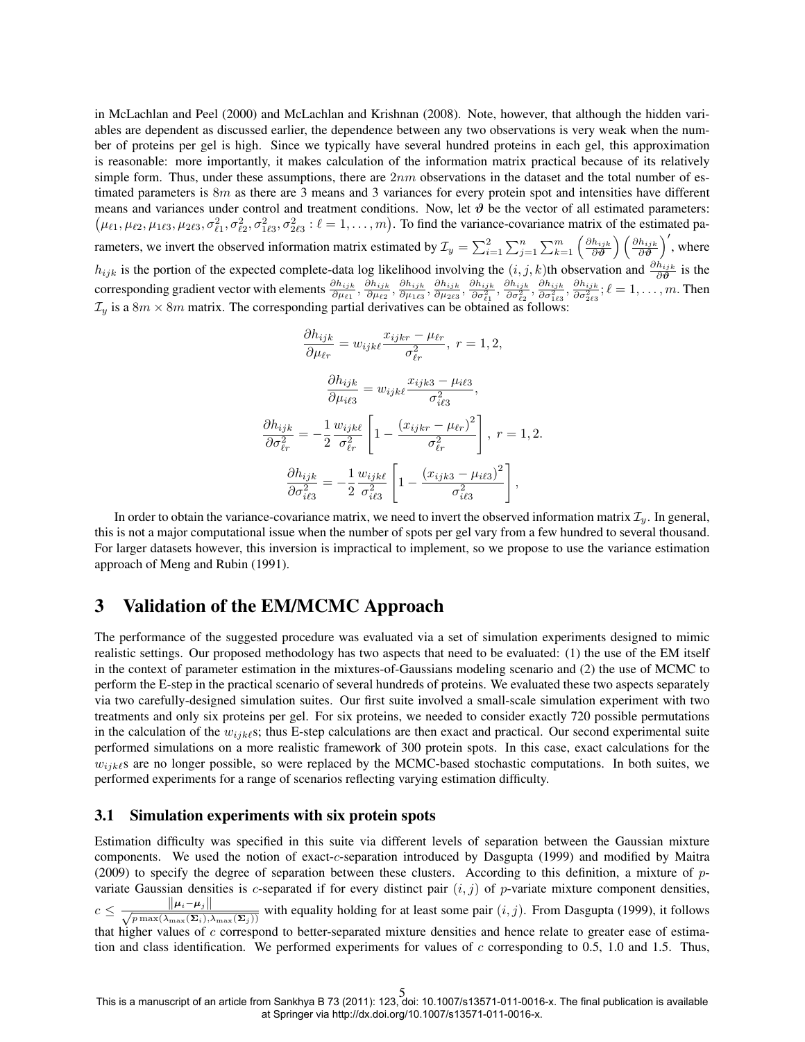in McLachlan and Peel (2000) and McLachlan and Krishnan (2008). Note, however, that although the hidden variables are dependent as discussed earlier, the dependence between any two observations is very weak when the number of proteins per gel is high. Since we typically have several hundred proteins in each gel, this approximation is reasonable: more importantly, it makes calculation of the information matrix practical because of its relatively simple form. Thus, under these assumptions, there are $2nm$ observations in the dataset and the total number of estimated parameters is $8m$ as there are 3 means and 3 variances for every protein spot and intensities have different means and variances under control and treatment conditions. Now, let $\boldsymbol{\vartheta}$ be the vector of all estimated parameters: $\left(\mu_{\ell 1}, \mu_{\ell 2}, \mu_{1\ell 3}, \mu_{2\ell 3}, \sigma^2_{\ell 1}, \sigma^2_{\ell 2}, \sigma^2_{1\ell 3}, \sigma^2_{2\ell 3} : \ell = 1, \ldots, m\right)$. To find the variance-covariance matrix of the estimated parameters, we invert the observed information matrix estimated by $\mathcal{I}_y = \sum_{i=1}^{2}\sum_{j=1}^{n}\sum_{k=1}^{m}\left(\frac{\partial h_{ijk}}{\partial \boldsymbol{\vartheta}}\right)\left(\frac{\partial h_{ijk}}{\partial \boldsymbol{\vartheta}}\right)'$, where $h_{ijk}$ is the portion of the expected complete-data log likelihood involving the $(i,j,k)$th observation and $\frac{\partial h_{ijk}}{\partial \boldsymbol{\vartheta}}$ is the corresponding gradient vector with elements $\frac{\partial h_{ijk}}{\partial \mu_{\ell 1}}, \frac{\partial h_{ijk}}{\partial \mu_{\ell 2}}, \frac{\partial h_{ijk}}{\partial \mu_{1\ell 3}}, \frac{\partial h_{ijk}}{\partial \mu_{2\ell 3}}, \frac{\partial h_{ijk}}{\partial \sigma^2_{\ell 1}}, \frac{\partial h_{ijk}}{\partial \sigma^2_{\ell 2}}, \frac{\partial h_{ijk}}{\partial \sigma^2_{1\ell 3}}, \frac{\partial h_{ijk}}{\partial \sigma^2_{2\ell 3}}; \ell = 1, \ldots, m$. Then $\mathcal{I}_y$ is a $8m \times 8m$ matrix. The corresponding partial derivatives can be obtained as follows:

$$\frac{\partial h_{ijk}}{\partial \mu_{\ell r}} = w_{ijk\ell}\frac{x_{ijkr} - \mu_{\ell r}}{\sigma^2_{\ell r}},\ r = 1, 2,$$

$$\frac{\partial h_{ijk}}{\partial \mu_{i\ell 3}} = w_{ijk\ell}\frac{x_{ijk3} - \mu_{i\ell 3}}{\sigma^2_{i\ell 3}},$$

$$\frac{\partial h_{ijk}}{\partial \sigma^2_{\ell r}} = -\frac{1}{2}\frac{w_{ijk\ell}}{\sigma^2_{\ell r}}\left[1 - \frac{\left(x_{ijkr} - \mu_{\ell r}\right)^2}{\sigma^2_{\ell r}}\right],\ r = 1, 2.$$

$$\frac{\partial h_{ijk}}{\partial \sigma^2_{i\ell 3}} = -\frac{1}{2}\frac{w_{ijk\ell}}{\sigma^2_{i\ell 3}}\left[1 - \frac{\left(x_{ijk3} - \mu_{i\ell 3}\right)^2}{\sigma^2_{i\ell 3}}\right],$$

In order to obtain the variance-covariance matrix, we need to invert the observed information matrix $\mathcal{I}_y$. In general, this is not a major computational issue when the number of spots per gel vary from a few hundred to several thousand. For larger datasets however, this inversion is impractical to implement, so we propose to use the variance estimation approach of Meng and Rubin (1991).

# 3 Validation of the EM/MCMC Approach

The performance of the suggested procedure was evaluated via a set of simulation experiments designed to mimic realistic settings. Our proposed methodology has two aspects that need to be evaluated: (1) the use of the EM itself in the context of parameter estimation in the mixtures-of-Gaussians modeling scenario and (2) the use of MCMC to perform the E-step in the practical scenario of several hundreds of proteins. We evaluated these two aspects separately via two carefully-designed simulation suites. Our first suite involved a small-scale simulation experiment with two treatments and only six proteins per gel. For six proteins, we needed to consider exactly 720 possible permutations in the calculation of the $w_{ijk\ell}$s; thus E-step calculations are then exact and practical. Our second experimental suite performed simulations on a more realistic framework of 300 protein spots. In this case, exact calculations for the $w_{ijk\ell}$s are no longer possible, so were replaced by the MCMC-based stochastic computations. In both suites, we performed experiments for a range of scenarios reflecting varying estimation difficulty.

## 3.1 Simulation experiments with six protein spots

Estimation difficulty was specified in this suite via different levels of separation between the Gaussian mixture components. We used the notion of exact-$c$-separation introduced by Dasgupta (1999) and modified by Maitra (2009) to specify the degree of separation between these clusters. According to this definition, a mixture of $p$-variate Gaussian densities is $c$-separated if for every distinct pair $(i,j)$ of $p$-variate mixture component densities, $c \leq \frac{\|\boldsymbol{\mu}_i - \boldsymbol{\mu}_j\|}{\sqrt{p \max(\lambda_{\max}(\boldsymbol{\Sigma}_i), \lambda_{\max}(\boldsymbol{\Sigma}_j))}}$ with equality holding for at least some pair $(i,j)$. From Dasgupta (1999), it follows that higher values of $c$ correspond to better-separated mixture densities and hence relate to greater ease of estimation and class identification. We performed experiments for values of $c$ corresponding to 0.5, 1.0 and 1.5. Thus,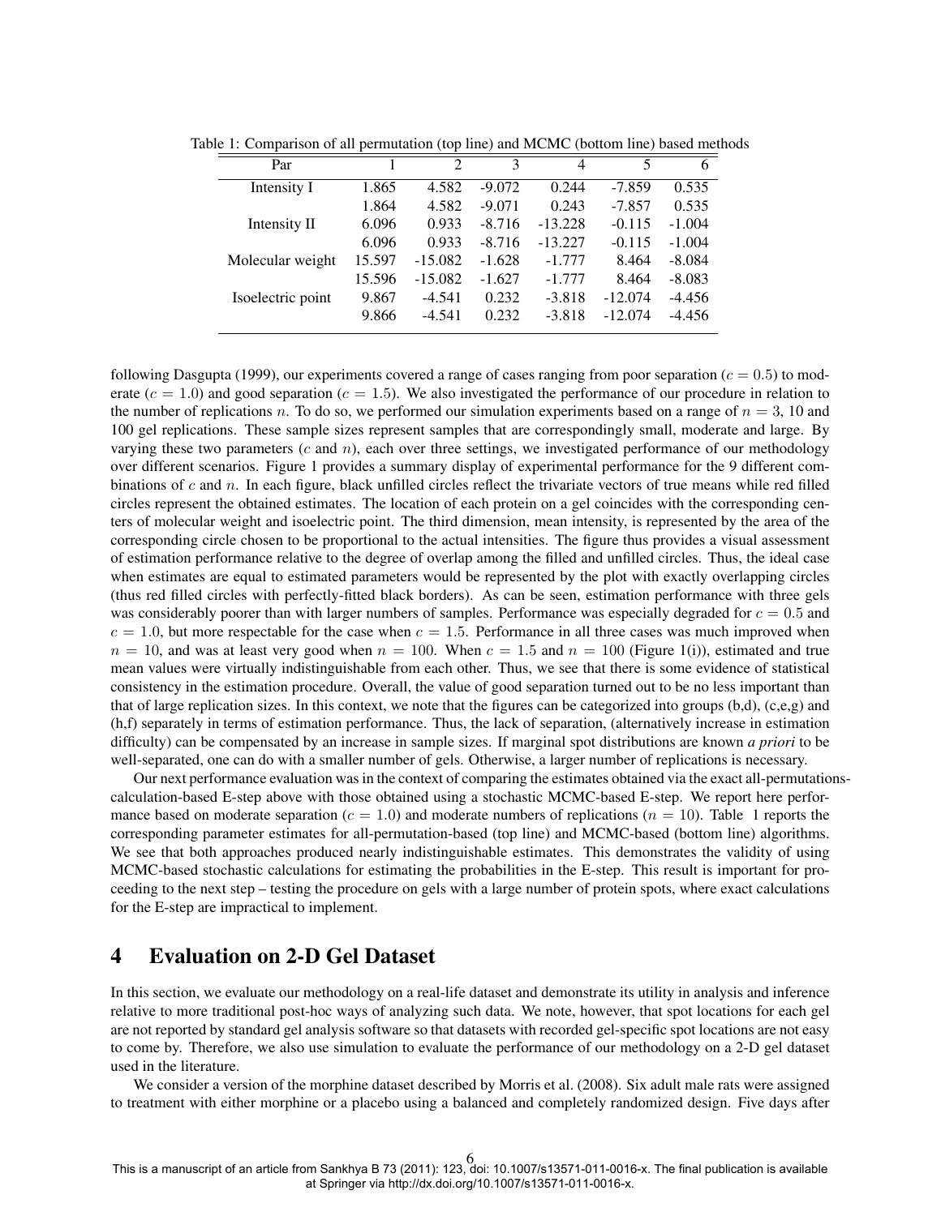Table 1: Comparison of all permutation (top line) and MCMC (bottom line) based methods

| Par | 1 | 2 | 3 | 4 | 5 | 6 |
|---|---|---|---|---|---|---|
| Intensity I | 1.865 | 4.582 | -9.072 | 0.244 | -7.859 | 0.535 |
| | 1.864 | 4.582 | -9.071 | 0.243 | -7.857 | 0.535 |
| Intensity II | 6.096 | 0.933 | -8.716 | -13.228 | -0.115 | -1.004 |
| | 6.096 | 0.933 | -8.716 | -13.227 | -0.115 | -1.004 |
| Molecular weight | 15.597 | -15.082 | -1.628 | -1.777 | 8.464 | -8.084 |
| | 15.596 | -15.082 | -1.627 | -1.777 | 8.464 | -8.083 |
| Isoelectric point | 9.867 | -4.541 | 0.232 | -3.818 | -12.074 | -4.456 |
| | 9.866 | -4.541 | 0.232 | -3.818 | -12.074 | -4.456 |

following Dasgupta (1999), our experiments covered a range of cases ranging from poor separation ($c = 0.5$) to moderate ($c = 1.0$) and good separation ($c = 1.5$). We also investigated the performance of our procedure in relation to the number of replications $n$. To do so, we performed our simulation experiments based on a range of $n = 3$, 10 and 100 gel replications. These sample sizes represent samples that are correspondingly small, moderate and large. By varying these two parameters ($c$ and $n$), each over three settings, we investigated performance of our methodology over different scenarios. Figure 1 provides a summary display of experimental performance for the 9 different combinations of $c$ and $n$. In each figure, black unfilled circles reflect the trivariate vectors of true means while red filled circles represent the obtained estimates. The location of each protein on a gel coincides with the corresponding centers of molecular weight and isoelectric point. The third dimension, mean intensity, is represented by the area of the corresponding circle chosen to be proportional to the actual intensities. The figure thus provides a visual assessment of estimation performance relative to the degree of overlap among the filled and unfilled circles. Thus, the ideal case when estimates are equal to estimated parameters would be represented by the plot with exactly overlapping circles (thus red filled circles with perfectly-fitted black borders). As can be seen, estimation performance with three gels was considerably poorer than with larger numbers of samples. Performance was especially degraded for $c = 0.5$ and $c = 1.0$, but more respectable for the case when $c = 1.5$. Performance in all three cases was much improved when $n = 10$, and was at least very good when $n = 100$. When $c = 1.5$ and $n = 100$ (Figure 1(i)), estimated and true mean values were virtually indistinguishable from each other. Thus, we see that there is some evidence of statistical consistency in the estimation procedure. Overall, the value of good separation turned out to be no less important than that of large replication sizes. In this context, we note that the figures can be categorized into groups (b,d), (c,e,g) and (h,f) separately in terms of estimation performance. Thus, the lack of separation, (alternatively increase in estimation difficulty) can be compensated by an increase in sample sizes. If marginal spot distributions are known *a priori* to be well-separated, one can do with a smaller number of gels. Otherwise, a larger number of replications is necessary.

Our next performance evaluation was in the context of comparing the estimates obtained via the exact all-permutations-calculation-based E-step above with those obtained using a stochastic MCMC-based E-step. We report here performance based on moderate separation ($c = 1.0$) and moderate numbers of replications ($n = 10$). Table 1 reports the corresponding parameter estimates for all-permutation-based (top line) and MCMC-based (bottom line) algorithms. We see that both approaches produced nearly indistinguishable estimates. This demonstrates the validity of using MCMC-based stochastic calculations for estimating the probabilities in the E-step. This result is important for proceeding to the next step – testing the procedure on gels with a large number of protein spots, where exact calculations for the E-step are impractical to implement.

# 4 Evaluation on 2-D Gel Dataset

In this section, we evaluate our methodology on a real-life dataset and demonstrate its utility in analysis and inference relative to more traditional post-hoc ways of analyzing such data. We note, however, that spot locations for each gel are not reported by standard gel analysis software so that datasets with recorded gel-specific spot locations are not easy to come by. Therefore, we also use simulation to evaluate the performance of our methodology on a 2-D gel dataset used in the literature.

We consider a version of the morphine dataset described by Morris et al. (2008). Six adult male rats were assigned to treatment with either morphine or a placebo using a balanced and completely randomized design. Five days after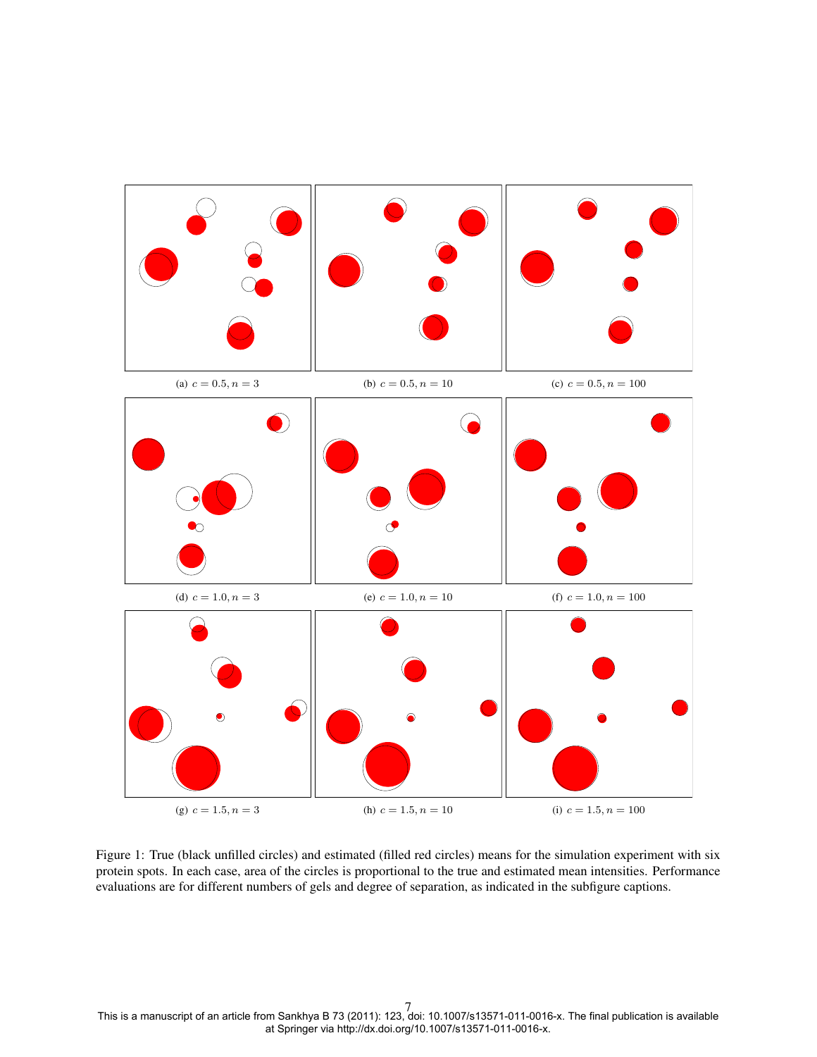(a) $c = 0.5, n = 3$

(b) $c = 0.5, n = 10$

(c) $c = 0.5, n = 100$

(d) $c = 1.0, n = 3$

(e) $c = 1.0, n = 10$

(f) $c = 1.0, n = 100$

(g) $c = 1.5, n = 3$

(h) $c = 1.5, n = 10$

(i) $c = 1.5, n = 100$

Figure 1: True (black unfilled circles) and estimated (filled red circles) means for the simulation experiment with six protein spots. In each case, area of the circles is proportional to the true and estimated mean intensities. Performance evaluations are for different numbers of gels and degree of separation, as indicated in the subfigure captions.

This is a manuscript of an article from Sankhya B 73 (2011): 123, doi: 10.1007/s13571-011-0016-x. The final publication is available at Springer via http://dx.doi.org/10.1007/s13571-011-0016-x.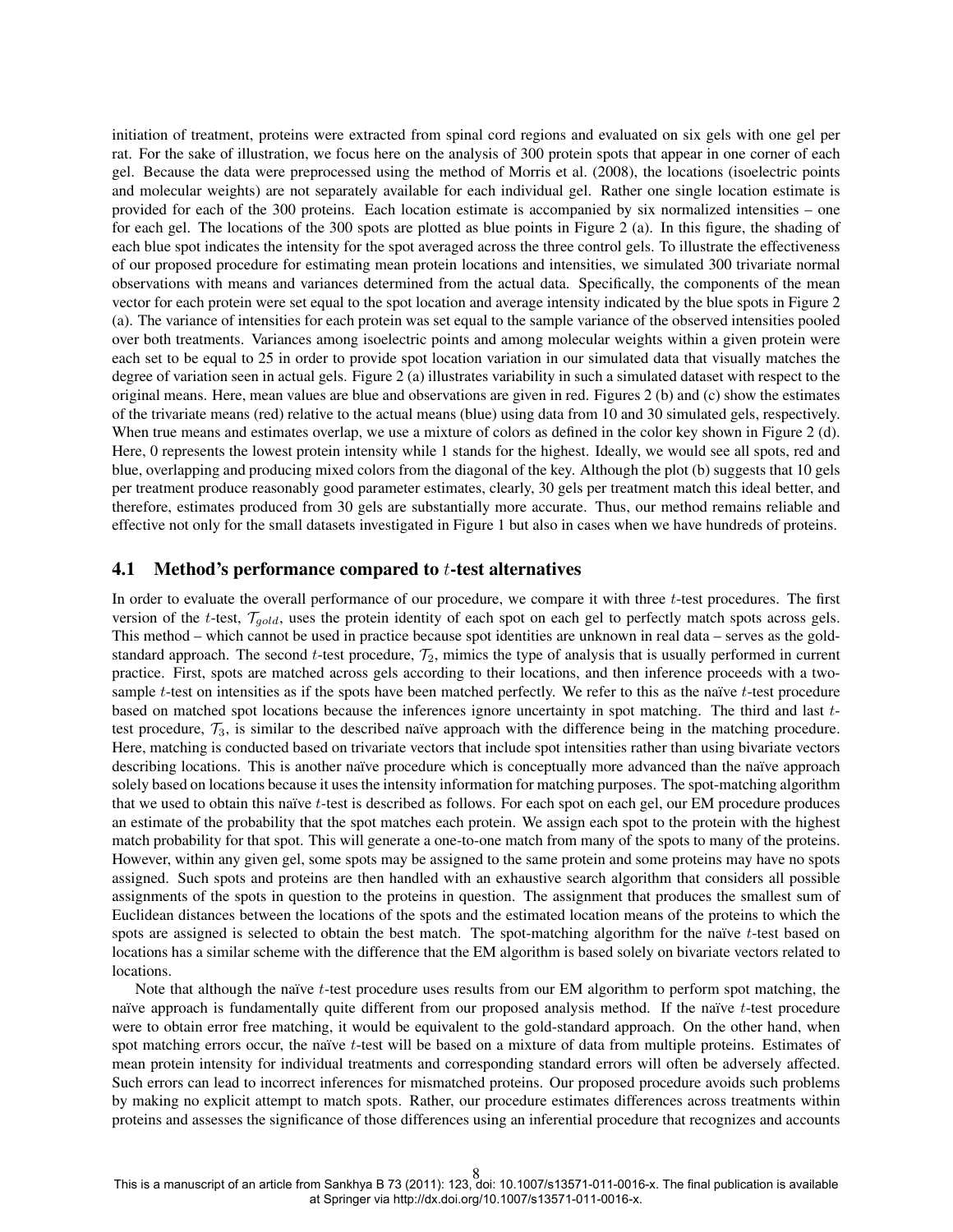initiation of treatment, proteins were extracted from spinal cord regions and evaluated on six gels with one gel per rat. For the sake of illustration, we focus here on the analysis of 300 protein spots that appear in one corner of each gel. Because the data were preprocessed using the method of Morris et al. (2008), the locations (isoelectric points and molecular weights) are not separately available for each individual gel. Rather one single location estimate is provided for each of the 300 proteins. Each location estimate is accompanied by six normalized intensities – one for each gel. The locations of the 300 spots are plotted as blue points in Figure 2 (a). In this figure, the shading of each blue spot indicates the intensity for the spot averaged across the three control gels. To illustrate the effectiveness of our proposed procedure for estimating mean protein locations and intensities, we simulated 300 trivariate normal observations with means and variances determined from the actual data. Specifically, the components of the mean vector for each protein were set equal to the spot location and average intensity indicated by the blue spots in Figure 2 (a). The variance of intensities for each protein was set equal to the sample variance of the observed intensities pooled over both treatments. Variances among isoelectric points and among molecular weights within a given protein were each set to be equal to 25 in order to provide spot location variation in our simulated data that visually matches the degree of variation seen in actual gels. Figure 2 (a) illustrates variability in such a simulated dataset with respect to the original means. Here, mean values are blue and observations are given in red. Figures 2 (b) and (c) show the estimates of the trivariate means (red) relative to the actual means (blue) using data from 10 and 30 simulated gels, respectively. When true means and estimates overlap, we use a mixture of colors as defined in the color key shown in Figure 2 (d). Here, 0 represents the lowest protein intensity while 1 stands for the highest. Ideally, we would see all spots, red and blue, overlapping and producing mixed colors from the diagonal of the key. Although the plot (b) suggests that 10 gels per treatment produce reasonably good parameter estimates, clearly, 30 gels per treatment match this ideal better, and therefore, estimates produced from 30 gels are substantially more accurate. Thus, our method remains reliable and effective not only for the small datasets investigated in Figure 1 but also in cases when we have hundreds of proteins.

## 4.1 Method's performance compared to $t$-test alternatives

In order to evaluate the overall performance of our procedure, we compare it with three $t$-test procedures. The first version of the $t$-test, $\mathcal{T}_{gold}$, uses the protein identity of each spot on each gel to perfectly match spots across gels. This method – which cannot be used in practice because spot identities are unknown in real data – serves as the gold-standard approach. The second $t$-test procedure, $\mathcal{T}_2$, mimics the type of analysis that is usually performed in current practice. First, spots are matched across gels according to their locations, and then inference proceeds with a two-sample $t$-test on intensities as if the spots have been matched perfectly. We refer to this as the naïve $t$-test procedure based on matched spot locations because the inferences ignore uncertainty in spot matching. The third and last $t$-test procedure, $\mathcal{T}_3$, is similar to the described naïve approach with the difference being in the matching procedure. Here, matching is conducted based on trivariate vectors that include spot intensities rather than using bivariate vectors describing locations. This is another naïve procedure which is conceptually more advanced than the naïve approach solely based on locations because it uses the intensity information for matching purposes. The spot-matching algorithm that we used to obtain this naïve $t$-test is described as follows. For each spot on each gel, our EM procedure produces an estimate of the probability that the spot matches each protein. We assign each spot to the protein with the highest match probability for that spot. This will generate a one-to-one match from many of the spots to many of the proteins. However, within any given gel, some spots may be assigned to the same protein and some proteins may have no spots assigned. Such spots and proteins are then handled with an exhaustive search algorithm that considers all possible assignments of the spots in question to the proteins in question. The assignment that produces the smallest sum of Euclidean distances between the locations of the spots and the estimated location means of the proteins to which the spots are assigned is selected to obtain the best match. The spot-matching algorithm for the naïve $t$-test based on locations has a similar scheme with the difference that the EM algorithm is based solely on bivariate vectors related to locations.

Note that although the naïve $t$-test procedure uses results from our EM algorithm to perform spot matching, the naïve approach is fundamentally quite different from our proposed analysis method. If the naïve $t$-test procedure were to obtain error free matching, it would be equivalent to the gold-standard approach. On the other hand, when spot matching errors occur, the naïve $t$-test will be based on a mixture of data from multiple proteins. Estimates of mean protein intensity for individual treatments and corresponding standard errors will often be adversely affected. Such errors can lead to incorrect inferences for mismatched proteins. Our proposed procedure avoids such problems by making no explicit attempt to match spots. Rather, our procedure estimates differences across treatments within proteins and assesses the significance of those differences using an inferential procedure that recognizes and accounts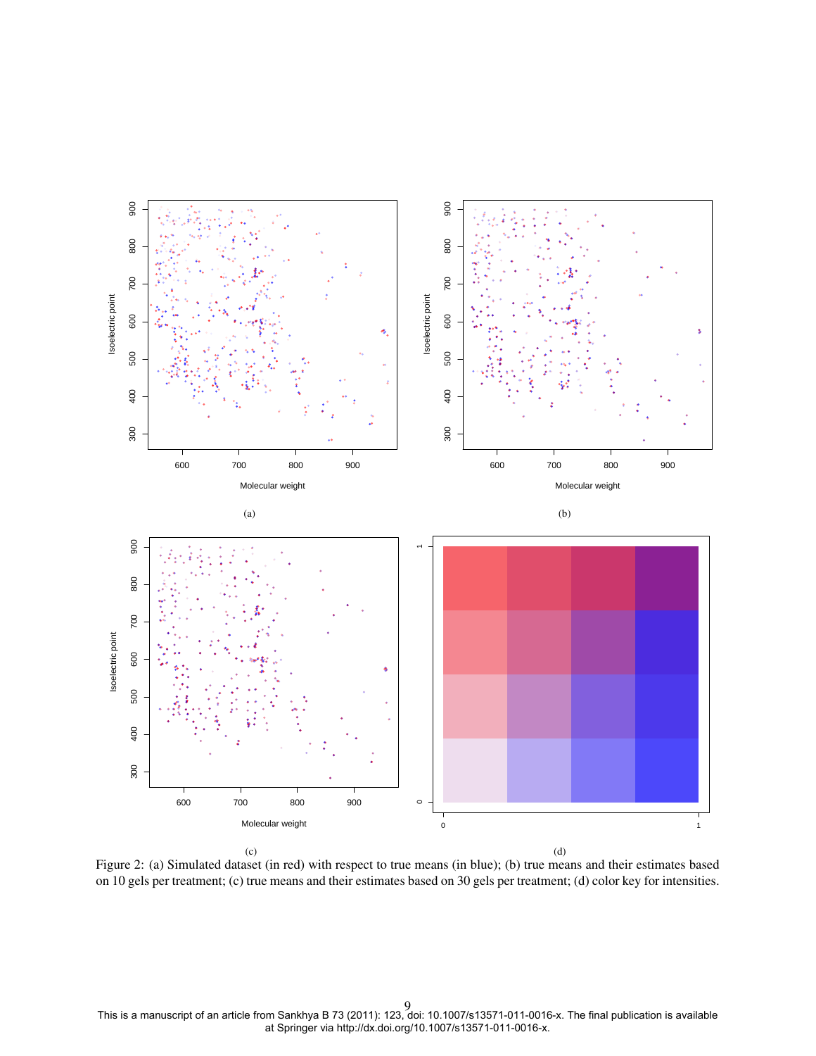Figure 2: (a) Simulated dataset (in red) with respect to true means (in blue); (b) true means and their estimates based on 10 gels per treatment; (c) true means and their estimates based on 30 gels per treatment; (d) color key for intensities.

This is a manuscript of an article from Sankhya B 73 (2011): 123, doi: 10.1007/s13571-011-0016-x. The final publication is available at Springer via http://dx.doi.org/10.1007/s13571-011-0016-x.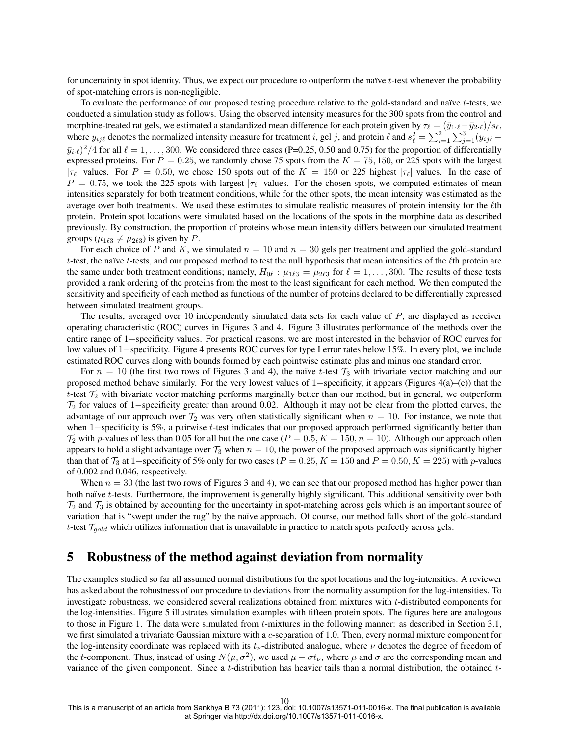for uncertainty in spot identity. Thus, we expect our procedure to outperform the naïve $t$-test whenever the probability of spot-matching errors is non-negligible.

To evaluate the performance of our proposed testing procedure relative to the gold-standard and naïve $t$-tests, we conducted a simulation study as follows. Using the observed intensity measures for the 300 spots from the control and morphine-treated rat gels, we estimated a standardized mean difference for each protein given by $\tau_\ell = (\bar{y}_{1\cdot\ell} - \bar{y}_{2\cdot\ell})/s_\ell$, where $y_{ij\ell}$ denotes the normalized intensity measure for treatment $i$, gel $j$, and protein $\ell$ and $s_\ell^2 = \sum_{i=1}^{2}\sum_{j=1}^{3}(y_{ij\ell} - \bar{y}_{i\cdot\ell})^2/4$ for all $\ell = 1, \ldots, 300$. We considered three cases (P=0.25, 0.50 and 0.75) for the proportion of differentially expressed proteins. For $P = 0.25$, we randomly chose 75 spots from the $K = 75, 150$, or 225 spots with the largest $|\tau_\ell|$ values. For $P = 0.50$, we chose 150 spots out of the $K = 150$ or 225 highest $|\tau_\ell|$ values. In the case of $P = 0.75$, we took the 225 spots with largest $|\tau_\ell|$ values. For the chosen spots, we computed estimates of mean intensities separately for both treatment conditions, while for the other spots, the mean intensity was estimated as the average over both treatments. We used these estimates to simulate realistic measures of protein intensity for the $\ell$th protein. Protein spot locations were simulated based on the locations of the spots in the morphine data as described previously. By construction, the proportion of proteins whose mean intensity differs between our simulated treatment groups ($\mu_{1\ell 3} \neq \mu_{2\ell 3}$) is given by $P$.

For each choice of $P$ and $K$, we simulated $n = 10$ and $n = 30$ gels per treatment and applied the gold-standard $t$-test, the naïve $t$-tests, and our proposed method to test the null hypothesis that mean intensities of the $\ell$th protein are the same under both treatment conditions; namely, $H_{0\ell} : \mu_{1\ell 3} = \mu_{2\ell 3}$ for $\ell = 1, \ldots, 300$. The results of these tests provided a rank ordering of the proteins from the most to the least significant for each method. We then computed the sensitivity and specificity of each method as functions of the number of proteins declared to be differentially expressed between simulated treatment groups.

The results, averaged over 10 independently simulated data sets for each value of $P$, are displayed as receiver operating characteristic (ROC) curves in Figures 3 and 4. Figure 3 illustrates performance of the methods over the entire range of $1-$specificity values. For practical reasons, we are most interested in the behavior of ROC curves for low values of $1-$specificity. Figure 4 presents ROC curves for type I error rates below 15%. In every plot, we include estimated ROC curves along with bounds formed by each pointwise estimate plus and minus one standard error.

For $n = 10$ (the first two rows of Figures 3 and 4), the naïve $t$-test $\mathcal{T}_3$ with trivariate vector matching and our proposed method behave similarly. For the very lowest values of $1-$specificity, it appears (Figures 4(a)–(e)) that the $t$-test $\mathcal{T}_2$ with bivariate vector matching performs marginally better than our method, but in general, we outperform $\mathcal{T}_2$ for values of $1-$specificity greater than around 0.02. Although it may not be clear from the plotted curves, the advantage of our approach over $\mathcal{T}_2$ was very often statistically significant when $n = 10$. For instance, we note that when $1-$specificity is 5%, a pairwise $t$-test indicates that our proposed approach performed significantly better than $\mathcal{T}_2$ with $p$-values of less than 0.05 for all but the one case ($P = 0.5, K = 150, n = 10$). Although our approach often appears to hold a slight advantage over $\mathcal{T}_3$ when $n = 10$, the power of the proposed approach was significantly higher than that of $\mathcal{T}_3$ at $1-$specificity of 5% only for two cases ($P = 0.25, K = 150$ and $P = 0.50, K = 225$) with $p$-values of 0.002 and 0.046, respectively.

When $n = 30$ (the last two rows of Figures 3 and 4), we can see that our proposed method has higher power than both naïve $t$-tests. Furthermore, the improvement is generally highly significant. This additional sensitivity over both $\mathcal{T}_2$ and $\mathcal{T}_3$ is obtained by accounting for the uncertainty in spot-matching across gels which is an important source of variation that is "swept under the rug" by the naïve approach. Of course, our method falls short of the gold-standard $t$-test $\mathcal{T}_{gold}$ which utilizes information that is unavailable in practice to match spots perfectly across gels.

# 5 Robustness of the method against deviation from normality

The examples studied so far all assumed normal distributions for the spot locations and the log-intensities. A reviewer has asked about the robustness of our procedure to deviations from the normality assumption for the log-intensities. To investigate robustness, we considered several realizations obtained from mixtures with $t$-distributed components for the log-intensities. Figure 5 illustrates simulation examples with fifteen protein spots. The figures here are analogous to those in Figure 1. The data were simulated from $t$-mixtures in the following manner: as described in Section 3.1, we first simulated a trivariate Gaussian mixture with a $c$-separation of 1.0. Then, every normal mixture component for the log-intensity coordinate was replaced with its $t_\nu$-distributed analogue, where $\nu$ denotes the degree of freedom of the $t$-component. Thus, instead of using $N(\mu, \sigma^2)$, we used $\mu + \sigma t_\nu$, where $\mu$ and $\sigma$ are the corresponding mean and variance of the given component. Since a $t$-distribution has heavier tails than a normal distribution, the obtained $t$-

This is a manuscript of an article from Sankhya B 73 (2011): 123, doi: 10.1007/s13571-011-0016-x. The final publication is available at Springer via http://dx.doi.org/10.1007/s13571-011-0016-x.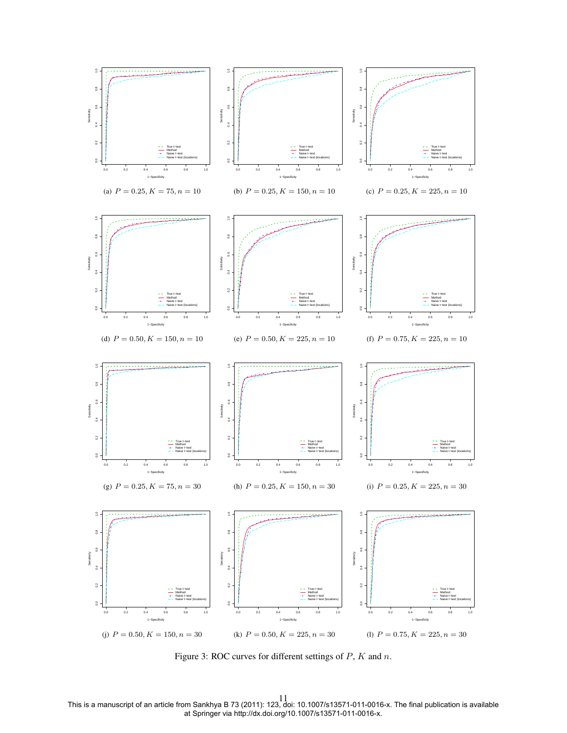(a) $P = 0.25, K = 75, n = 10$

(b) $P = 0.25, K = 150, n = 10$

(c) $P = 0.25, K = 225, n = 10$

(d) $P = 0.50, K = 150, n = 10$

(e) $P = 0.50, K = 225, n = 10$

(f) $P = 0.75, K = 225, n = 10$

(g) $P = 0.25, K = 75, n = 30$

(h) $P = 0.25, K = 150, n = 30$

(i) $P = 0.25, K = 225, n = 30$

(j) $P = 0.50, K = 150, n = 30$

(k) $P = 0.50, K = 225, n = 30$

(l) $P = 0.75, K = 225, n = 30$

Figure 3: ROC curves for different settings of $P$, $K$ and $n$.

This is a manuscript of an article from Sankhya B 73 (2011): 123, doi: 10.1007/s13571-011-0016-x. The final publication is available at Springer via http://dx.doi.org/10.1007/s13571-011-0016-x.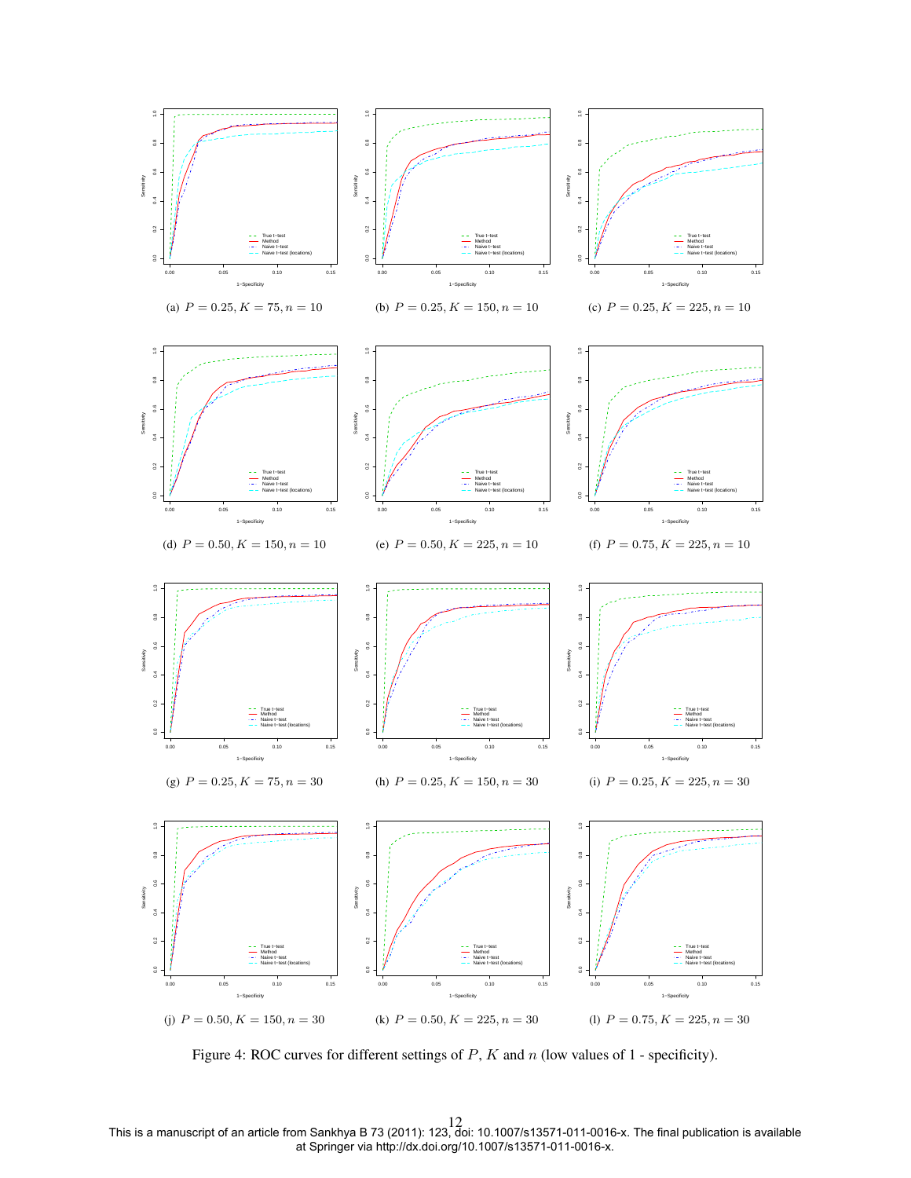(a) $P = 0.25, K = 75, n = 10$

(b) $P = 0.25, K = 150, n = 10$

(c) $P = 0.25, K = 225, n = 10$

(d) $P = 0.50, K = 150, n = 10$

(e) $P = 0.50, K = 225, n = 10$

(f) $P = 0.75, K = 225, n = 10$

(g) $P = 0.25, K = 75, n = 30$

(h) $P = 0.25, K = 150, n = 30$

(i) $P = 0.25, K = 225, n = 30$

(j) $P = 0.50, K = 150, n = 30$

(k) $P = 0.50, K = 225, n = 30$

(l) $P = 0.75, K = 225, n = 30$

Figure 4: ROC curves for different settings of $P$, $K$ and $n$ (low values of 1 - specificity).

This is a manuscript of an article from Sankhya B 73 (2011): 123, doi: 10.1007/s13571-011-0016-x. The final publication is available at Springer via http://dx.doi.org/10.1007/s13571-011-0016-x.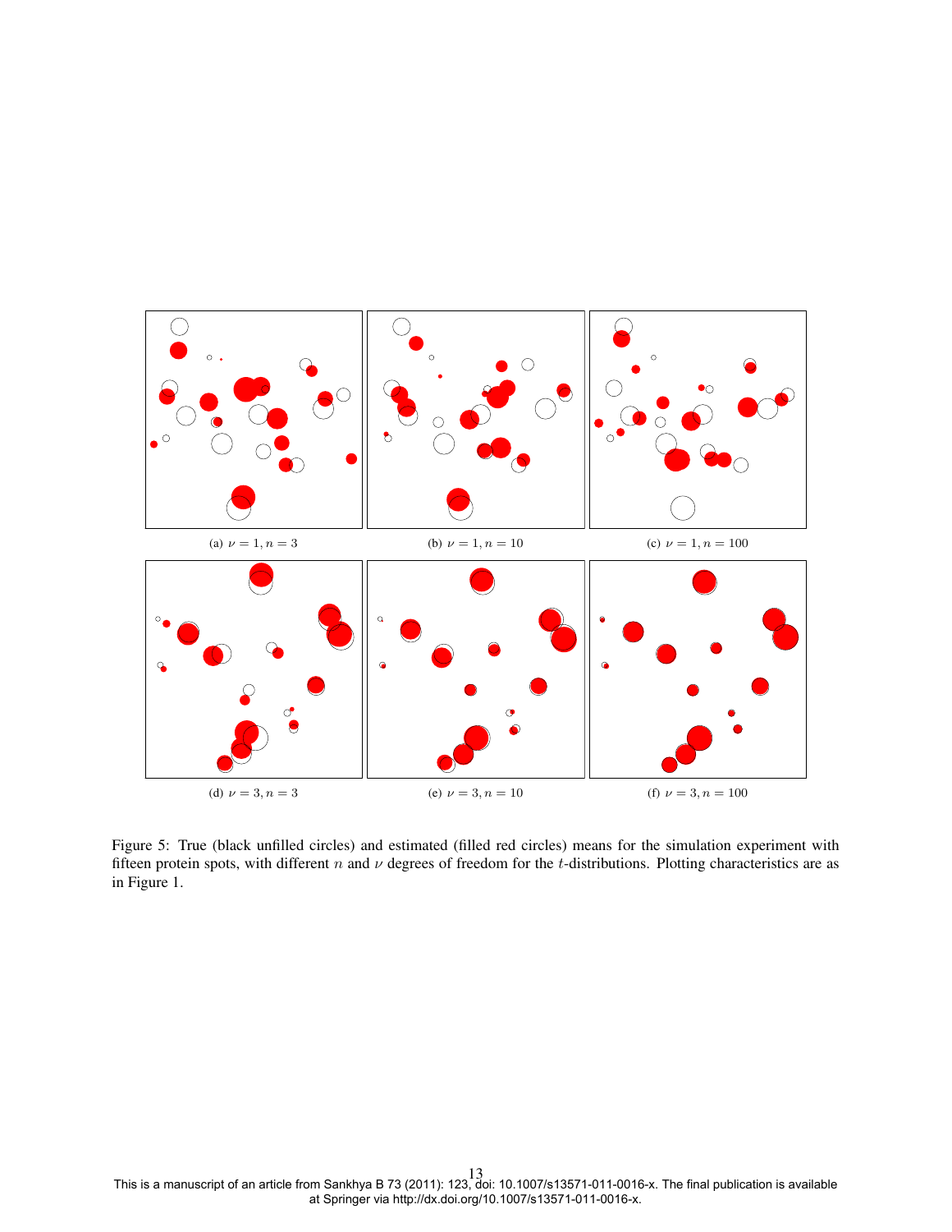(a) $\nu = 1, n = 3$

(b) $\nu = 1, n = 10$

(c) $\nu = 1, n = 100$

(d) $\nu = 3, n = 3$

(e) $\nu = 3, n = 10$

(f) $\nu = 3, n = 100$

Figure 5: True (black unfilled circles) and estimated (filled red circles) means for the simulation experiment with fifteen protein spots, with different $n$ and $\nu$ degrees of freedom for the $t$-distributions. Plotting characteristics are as in Figure 1.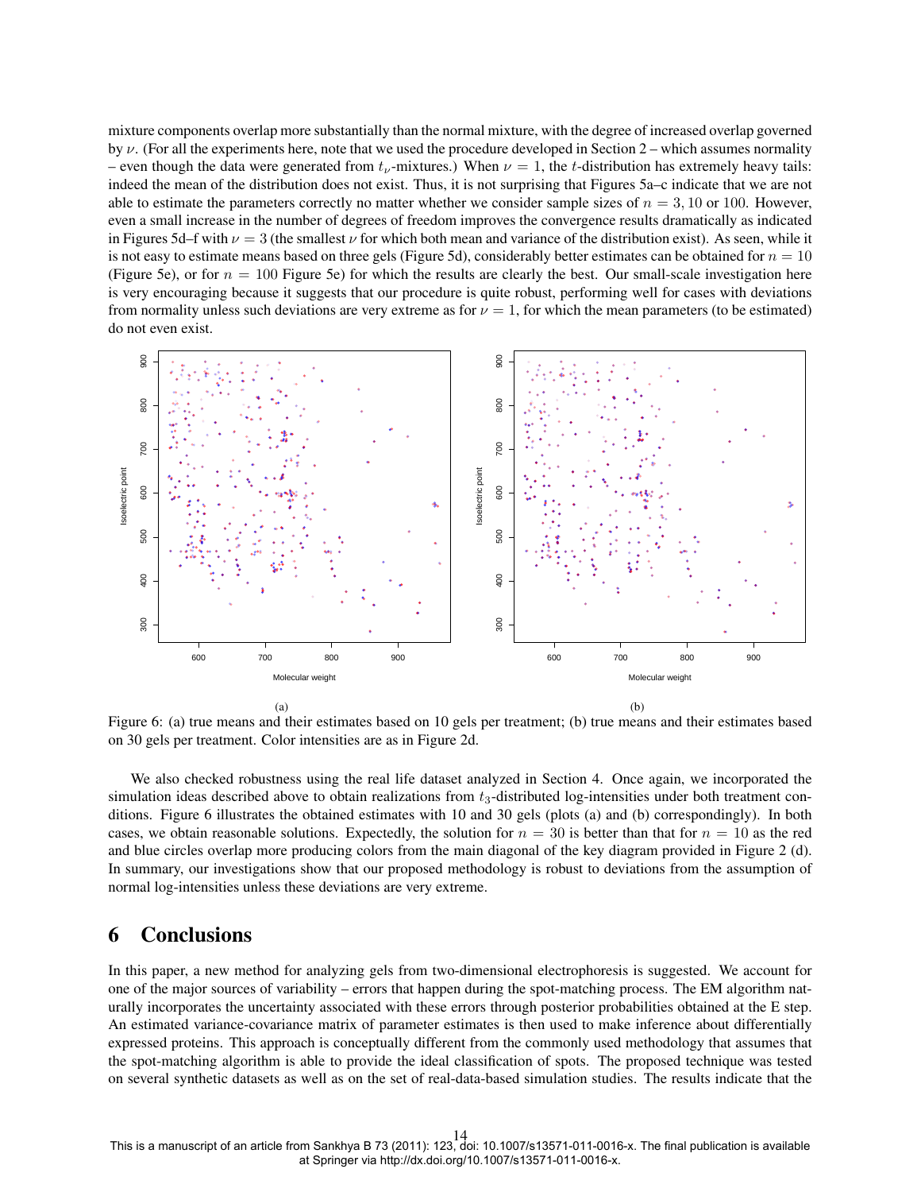mixture components overlap more substantially than the normal mixture, with the degree of increased overlap governed by $\nu$. (For all the experiments here, note that we used the procedure developed in Section 2 – which assumes normality – even though the data were generated from $t_\nu$-mixtures.) When $\nu = 1$, the $t$-distribution has extremely heavy tails: indeed the mean of the distribution does not exist. Thus, it is not surprising that Figures 5a–c indicate that we are not able to estimate the parameters correctly no matter whether we consider sample sizes of $n = 3, 10$ or $100$. However, even a small increase in the number of degrees of freedom improves the convergence results dramatically as indicated in Figures 5d–f with $\nu = 3$ (the smallest $\nu$ for which both mean and variance of the distribution exist). As seen, while it is not easy to estimate means based on three gels (Figure 5d), considerably better estimates can be obtained for $n = 10$ (Figure 5e), or for $n = 100$ Figure 5e) for which the results are clearly the best. Our small-scale investigation here is very encouraging because it suggests that our procedure is quite robust, performing well for cases with deviations from normality unless such deviations are very extreme as for $\nu = 1$, for which the mean parameters (to be estimated) do not even exist.

Figure 6: (a) true means and their estimates based on 10 gels per treatment; (b) true means and their estimates based on 30 gels per treatment. Color intensities are as in Figure 2d.

We also checked robustness using the real life dataset analyzed in Section 4. Once again, we incorporated the simulation ideas described above to obtain realizations from $t_3$-distributed log-intensities under both treatment conditions. Figure 6 illustrates the obtained estimates with 10 and 30 gels (plots (a) and (b) correspondingly). In both cases, we obtain reasonable solutions. Expectedly, the solution for $n = 30$ is better than that for $n = 10$ as the red and blue circles overlap more producing colors from the main diagonal of the key diagram provided in Figure 2 (d). In summary, our investigations show that our proposed methodology is robust to deviations from the assumption of normal log-intensities unless these deviations are very extreme.

# 6 Conclusions

In this paper, a new method for analyzing gels from two-dimensional electrophoresis is suggested. We account for one of the major sources of variability – errors that happen during the spot-matching process. The EM algorithm naturally incorporates the uncertainty associated with these errors through posterior probabilities obtained at the E step. An estimated variance-covariance matrix of parameter estimates is then used to make inference about differentially expressed proteins. This approach is conceptually different from the commonly used methodology that assumes that the spot-matching algorithm is able to provide the ideal classification of spots. The proposed technique was tested on several synthetic datasets as well as on the set of real-data-based simulation studies. The results indicate that the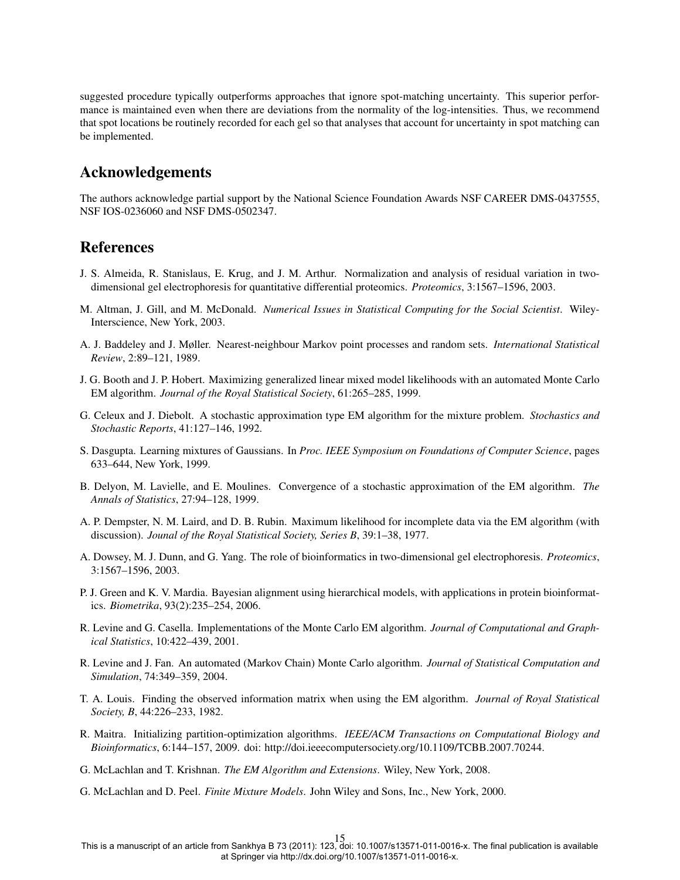suggested procedure typically outperforms approaches that ignore spot-matching uncertainty. This superior performance is maintained even when there are deviations from the normality of the log-intensities. Thus, we recommend that spot locations be routinely recorded for each gel so that analyses that account for uncertainty in spot matching can be implemented.

## Acknowledgements

The authors acknowledge partial support by the National Science Foundation Awards NSF CAREER DMS-0437555, NSF IOS-0236060 and NSF DMS-0502347.

## References

J. S. Almeida, R. Stanislaus, E. Krug, and J. M. Arthur. Normalization and analysis of residual variation in two-dimensional gel electrophoresis for quantitative differential proteomics. *Proteomics*, 3:1567–1596, 2003.

M. Altman, J. Gill, and M. McDonald. *Numerical Issues in Statistical Computing for the Social Scientist*. Wiley-Interscience, New York, 2003.

A. J. Baddeley and J. Møller. Nearest-neighbour Markov point processes and random sets. *International Statistical Review*, 2:89–121, 1989.

J. G. Booth and J. P. Hobert. Maximizing generalized linear mixed model likelihoods with an automated Monte Carlo EM algorithm. *Journal of the Royal Statistical Society*, 61:265–285, 1999.

G. Celeux and J. Diebolt. A stochastic approximation type EM algorithm for the mixture problem. *Stochastics and Stochastic Reports*, 41:127–146, 1992.

S. Dasgupta. Learning mixtures of Gaussians. In *Proc. IEEE Symposium on Foundations of Computer Science*, pages 633–644, New York, 1999.

B. Delyon, M. Lavielle, and E. Moulines. Convergence of a stochastic approximation of the EM algorithm. *The Annals of Statistics*, 27:94–128, 1999.

A. P. Dempster, N. M. Laird, and D. B. Rubin. Maximum likelihood for incomplete data via the EM algorithm (with discussion). *Jounal of the Royal Statistical Society, Series B*, 39:1–38, 1977.

A. Dowsey, M. J. Dunn, and G. Yang. The role of bioinformatics in two-dimensional gel electrophoresis. *Proteomics*, 3:1567–1596, 2003.

P. J. Green and K. V. Mardia. Bayesian alignment using hierarchical models, with applications in protein bioinformatics. *Biometrika*, 93(2):235–254, 2006.

R. Levine and G. Casella. Implementations of the Monte Carlo EM algorithm. *Journal of Computational and Graphical Statistics*, 10:422–439, 2001.

R. Levine and J. Fan. An automated (Markov Chain) Monte Carlo algorithm. *Journal of Statistical Computation and Simulation*, 74:349–359, 2004.

T. A. Louis. Finding the observed information matrix when using the EM algorithm. *Journal of Royal Statistical Society, B*, 44:226–233, 1982.

R. Maitra. Initializing partition-optimization algorithms. *IEEE/ACM Transactions on Computational Biology and Bioinformatics*, 6:144–157, 2009. doi: http://doi.ieeecomputersociety.org/10.1109/TCBB.2007.70244.

G. McLachlan and T. Krishnan. *The EM Algorithm and Extensions*. Wiley, New York, 2008.

G. McLachlan and D. Peel. *Finite Mixture Models*. John Wiley and Sons, Inc., New York, 2000.

This is a manuscript of an article from Sankhya B 73 (2011): 123, doi: 10.1007/s13571-011-0016-x. The final publication is available at Springer via http://dx.doi.org/10.1007/s13571-011-0016-x.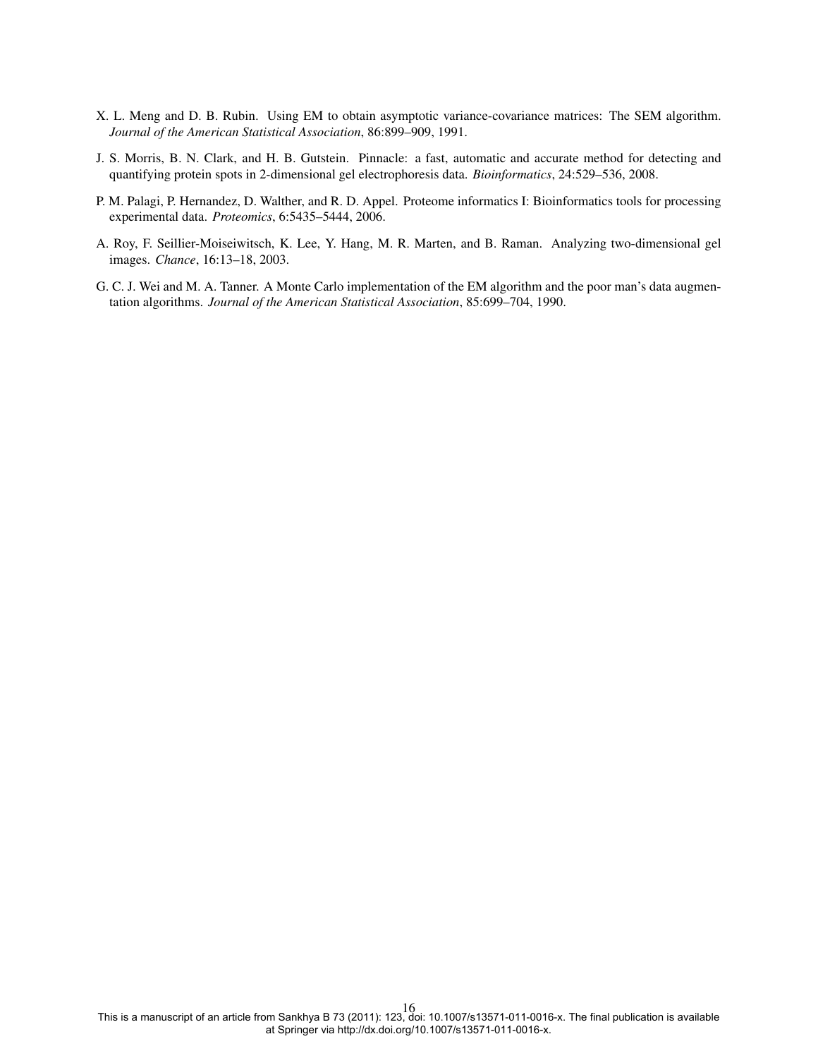X. L. Meng and D. B. Rubin. Using EM to obtain asymptotic variance-covariance matrices: The SEM algorithm. *Journal of the American Statistical Association*, 86:899–909, 1991.

J. S. Morris, B. N. Clark, and H. B. Gutstein. Pinnacle: a fast, automatic and accurate method for detecting and quantifying protein spots in 2-dimensional gel electrophoresis data. *Bioinformatics*, 24:529–536, 2008.

P. M. Palagi, P. Hernandez, D. Walther, and R. D. Appel. Proteome informatics I: Bioinformatics tools for processing experimental data. *Proteomics*, 6:5435–5444, 2006.

A. Roy, F. Seillier-Moiseiwitsch, K. Lee, Y. Hang, M. R. Marten, and B. Raman. Analyzing two-dimensional gel images. *Chance*, 16:13–18, 2003.

G. C. J. Wei and M. A. Tanner. A Monte Carlo implementation of the EM algorithm and the poor man's data augmentation algorithms. *Journal of the American Statistical Association*, 85:699–704, 1990.

This is a manuscript of an article from Sankhya B 73 (2011): 123, doi: 10.1007/s13571-011-0016-x. The final publication is available at Springer via http://dx.doi.org/10.1007/s13571-011-0016-x.